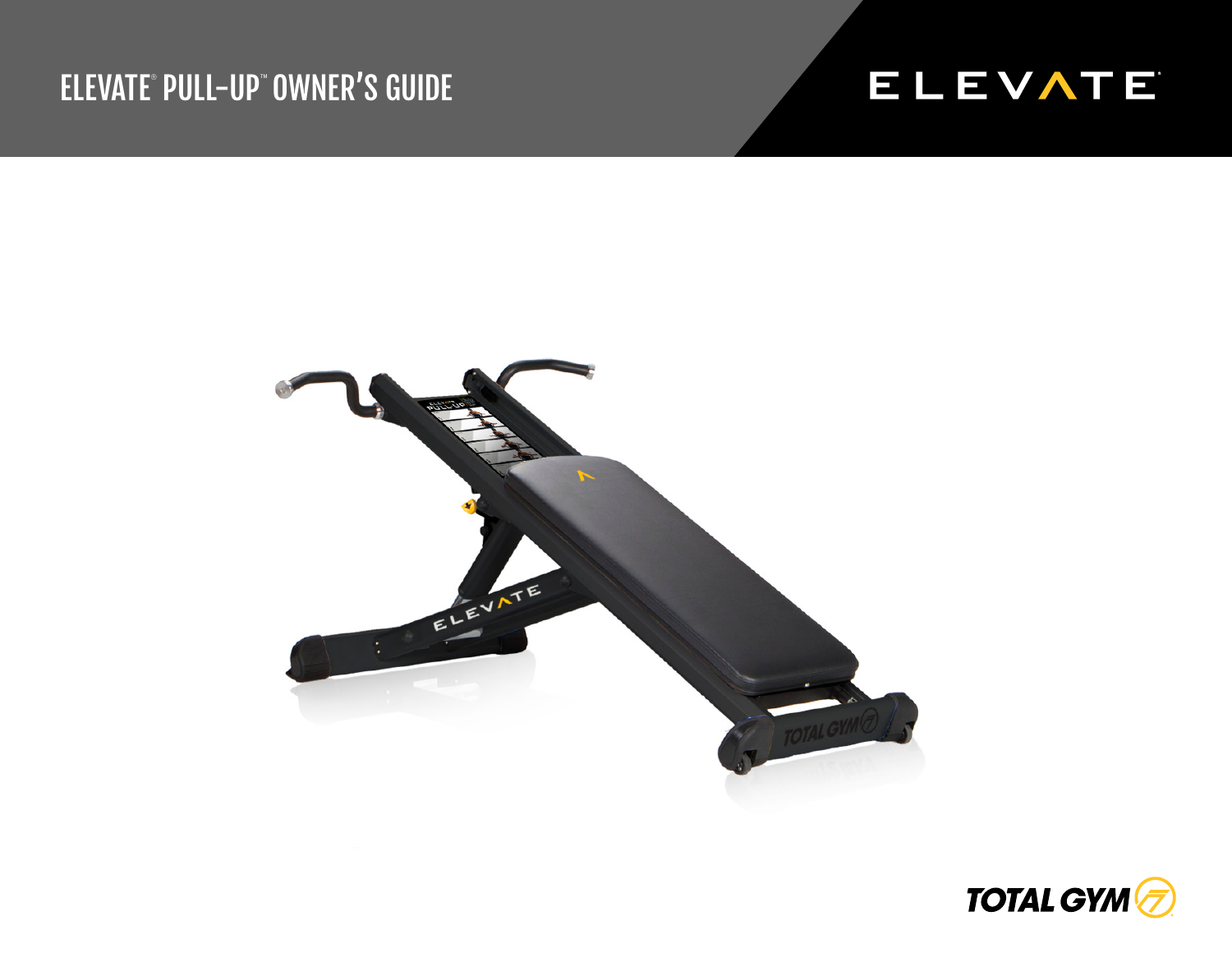# ELEVATE® PULL-UP™ OWNER'S GUIDE

ELEVATE

TOTAL GYM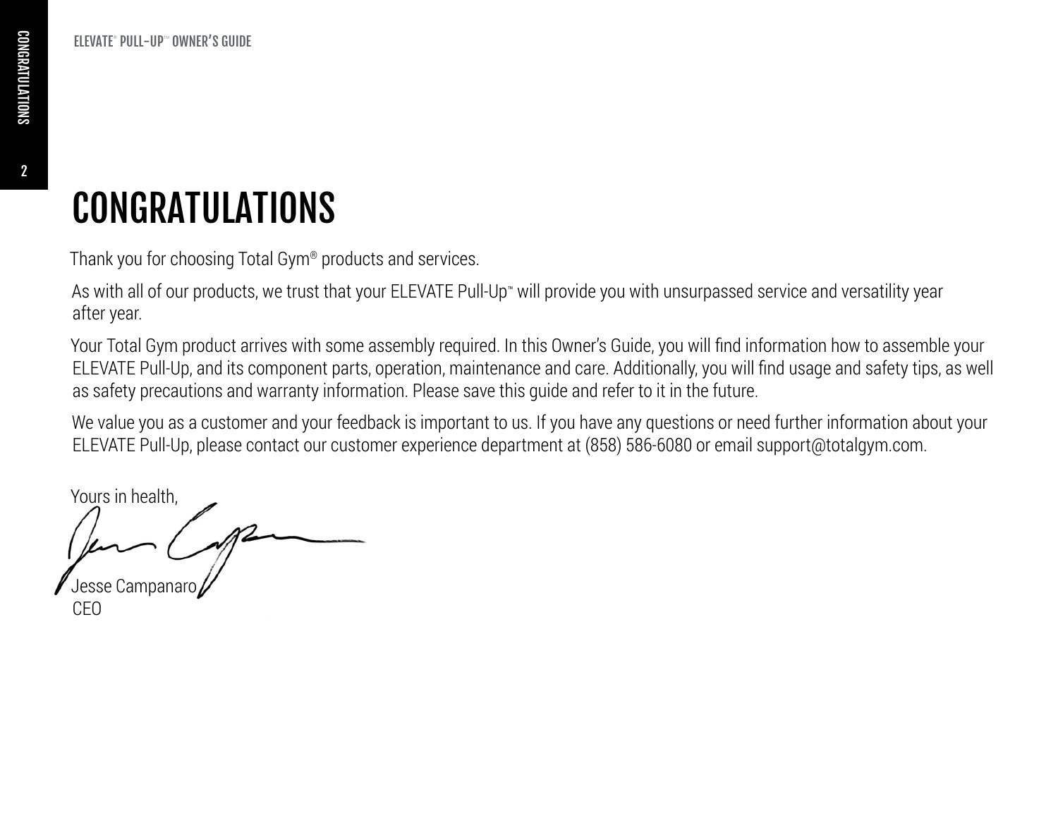# CONGRATULATIONS

Thank you for choosing Total Gym® products and services.

As with all of our products, we trust that your ELEVATE Pull-Up™ will provide you with unsurpassed service and versatility year after year.

Your Total Gym product arrives with some assembly required. In this Owner's Guide, you will find information how to assemble your ELEVATE Pull-Up, and its component parts, operation, maintenance and care. Additionally, you will find usage and safety tips, as well as safety precautions and warranty information. Please save this guide and refer to it in the future.

We value you as a customer and your feedback is important to us. If you have any questions or need further information about your ELEVATE Pull-Up, please contact our customer experience department at (858) 586-6080 or email support@totalgym.com.

Yours in health,

Jesse Campanaro
CEO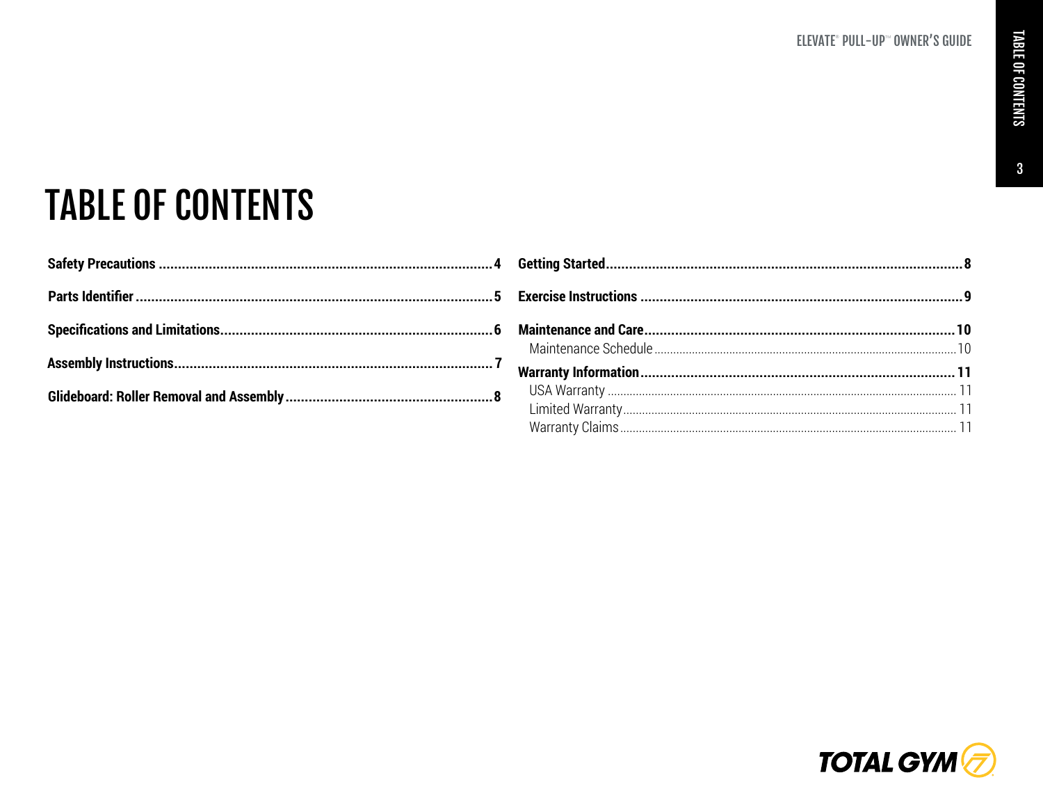# TABLE OF CONTENTS

**Safety Precautions** .......... **4**

**Parts Identifier** .......... **5**

**Specifications and Limitations** .......... **6**

**Assembly Instructions** .......... **7**

**Glideboard: Roller Removal and Assembly** .......... **8**

**Getting Started** .......... **8**

**Exercise Instructions** .......... **9**

**Maintenance and Care** .......... **10**

- Maintenance Schedule .......... 10

**Warranty Information** .......... **11**

- USA Warranty .......... 11
- Limited Warranty .......... 11
- Warranty Claims .......... 11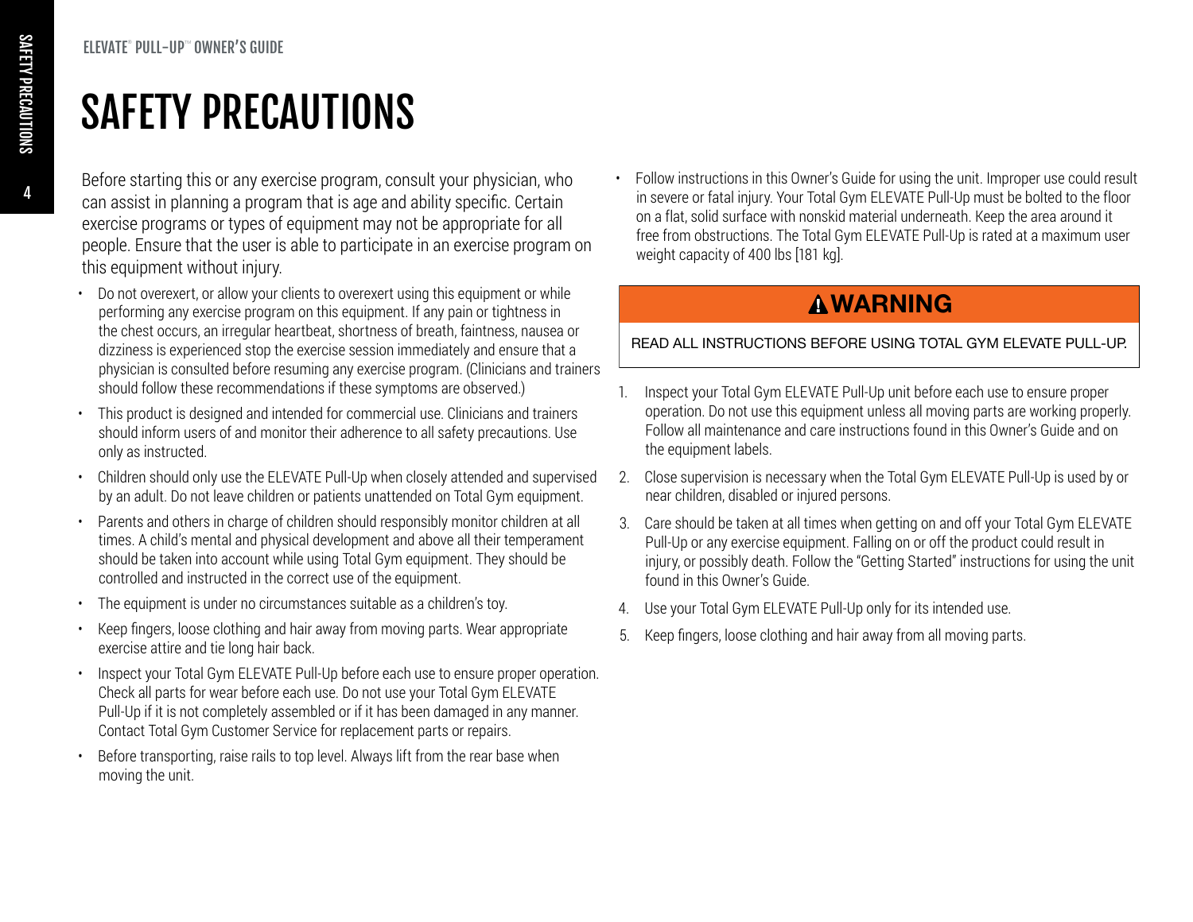# SAFETY PRECAUTIONS

Before starting this or any exercise program, consult your physician, who can assist in planning a program that is age and ability specific. Certain exercise programs or types of equipment may not be appropriate for all people. Ensure that the user is able to participate in an exercise program on this equipment without injury.

- Do not overexert, or allow your clients to overexert using this equipment or while performing any exercise program on this equipment. If any pain or tightness in the chest occurs, an irregular heartbeat, shortness of breath, faintness, nausea or dizziness is experienced stop the exercise session immediately and ensure that a physician is consulted before resuming any exercise program. (Clinicians and trainers should follow these recommendations if these symptoms are observed.)
- This product is designed and intended for commercial use. Clinicians and trainers should inform users of and monitor their adherence to all safety precautions. Use only as instructed.
- Children should only use the ELEVATE Pull-Up when closely attended and supervised by an adult. Do not leave children or patients unattended on Total Gym equipment.
- Parents and others in charge of children should responsibly monitor children at all times. A child's mental and physical development and above all their temperament should be taken into account while using Total Gym equipment. They should be controlled and instructed in the correct use of the equipment.
- The equipment is under no circumstances suitable as a children's toy.
- Keep fingers, loose clothing and hair away from moving parts. Wear appropriate exercise attire and tie long hair back.
- Inspect your Total Gym ELEVATE Pull-Up before each use to ensure proper operation. Check all parts for wear before each use. Do not use your Total Gym ELEVATE Pull-Up if it is not completely assembled or if it has been damaged in any manner. Contact Total Gym Customer Service for replacement parts or repairs.
- Before transporting, raise rails to top level. Always lift from the rear base when moving the unit.
- Follow instructions in this Owner's Guide for using the unit. Improper use could result in severe or fatal injury. Your Total Gym ELEVATE Pull-Up must be bolted to the floor on a flat, solid surface with nonskid material underneath. Keep the area around it free from obstructions. The Total Gym ELEVATE Pull-Up is rated at a maximum user weight capacity of 400 lbs [181 kg].

**⚠WARNING**

READ ALL INSTRUCTIONS BEFORE USING TOTAL GYM ELEVATE PULL-UP.

1. Inspect your Total Gym ELEVATE Pull-Up unit before each use to ensure proper operation. Do not use this equipment unless all moving parts are working properly. Follow all maintenance and care instructions found in this Owner's Guide and on the equipment labels.
2. Close supervision is necessary when the Total Gym ELEVATE Pull-Up is used by or near children, disabled or injured persons.
3. Care should be taken at all times when getting on and off your Total Gym ELEVATE Pull-Up or any exercise equipment. Falling on or off the product could result in injury, or possibly death. Follow the "Getting Started" instructions for using the unit found in this Owner's Guide.
4. Use your Total Gym ELEVATE Pull-Up only for its intended use.
5. Keep fingers, loose clothing and hair away from all moving parts.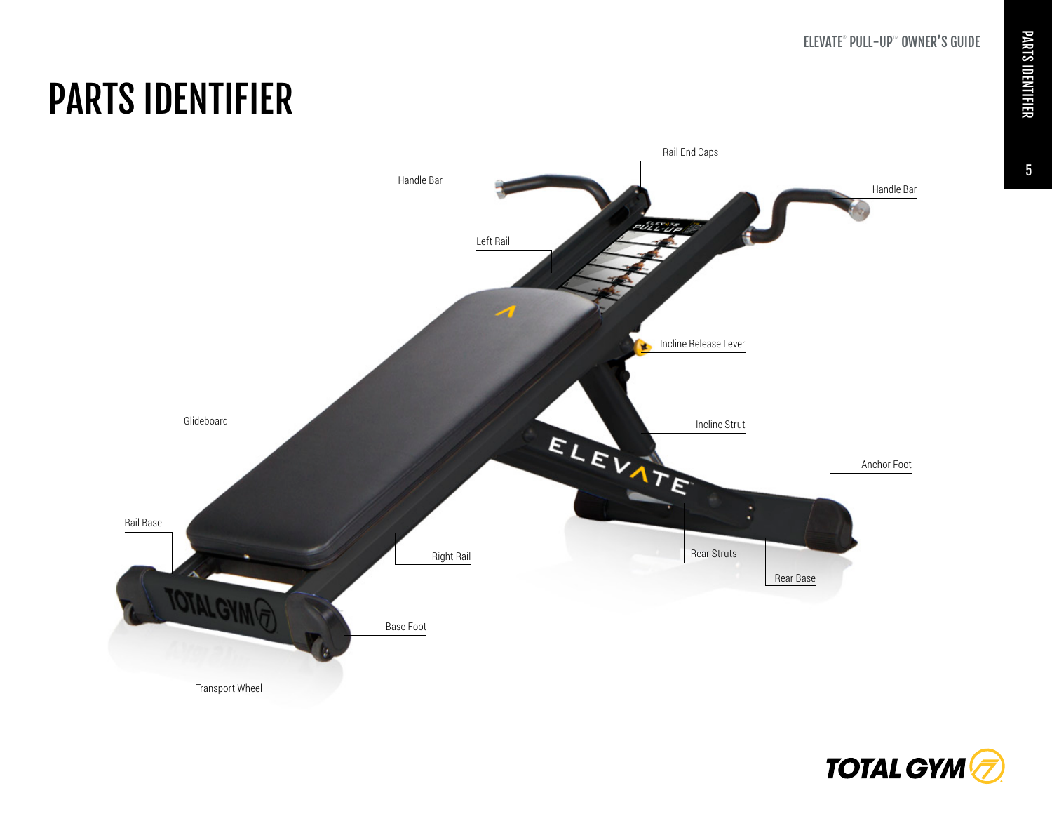# PARTS IDENTIFIER

Handle Bar

Rail End Caps

Handle Bar

Left Rail

Incline Release Lever

Glideboard

Incline Strut

Anchor Foot

Rail Base

Right Rail

Rear Struts

Rear Base

Base Foot

Transport Wheel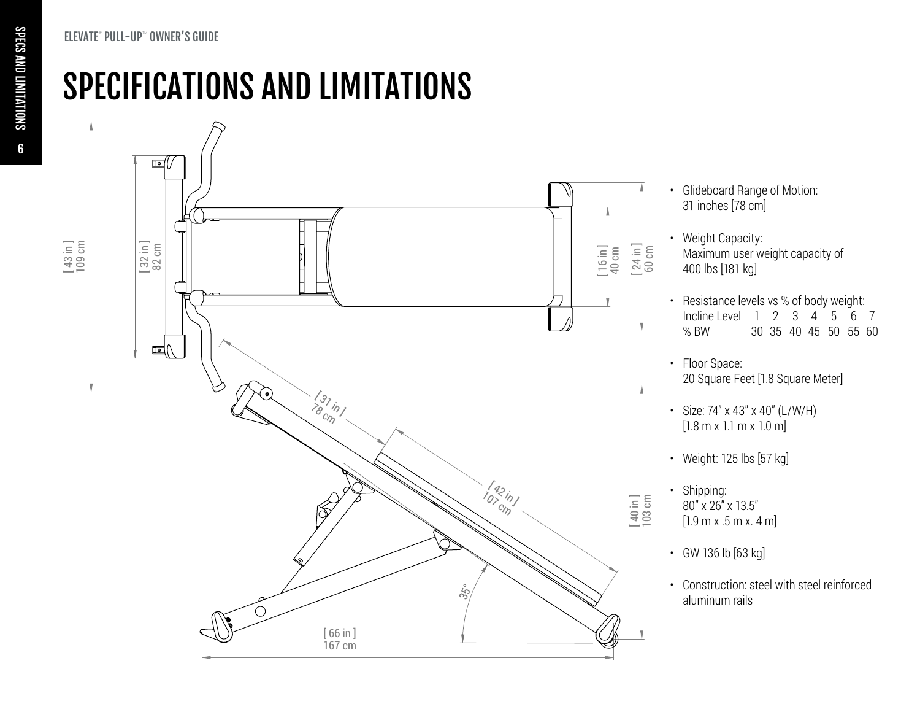# SPECIFICATIONS AND LIMITATIONS

[ 43 in ] 109 cm

[ 32 in ] 82 cm

[ 16 in ] 40 cm

[ 24 in ] 60 cm

[ 31 in ] 78 cm

[ 42 in ] 107 cm

[ 40 in ] 103 cm

35°

[ 66 in ] 167 cm

- Glideboard Range of Motion:
  31 inches [78 cm]
- Weight Capacity:
  Maximum user weight capacity of 400 lbs [181 kg]
- Resistance levels vs % of body weight:

| Incline Level | 1 | 2 | 3 | 4 | 5 | 6 | 7 |
|---|---|---|---|---|---|---|---|
| % BW | 30 | 35 | 40 | 45 | 50 | 55 | 60 |

- Floor Space:
  20 Square Feet [1.8 Square Meter]
- Size: 74" x 43" x 40" (L/W/H)
  [1.8 m x 1.1 m x 1.0 m]
- Weight: 125 lbs [57 kg]
- Shipping:
  80" x 26" x 13.5"
  [1.9 m x .5 m x. 4 m]
- GW 136 lb [63 kg]
- Construction: steel with steel reinforced aluminum rails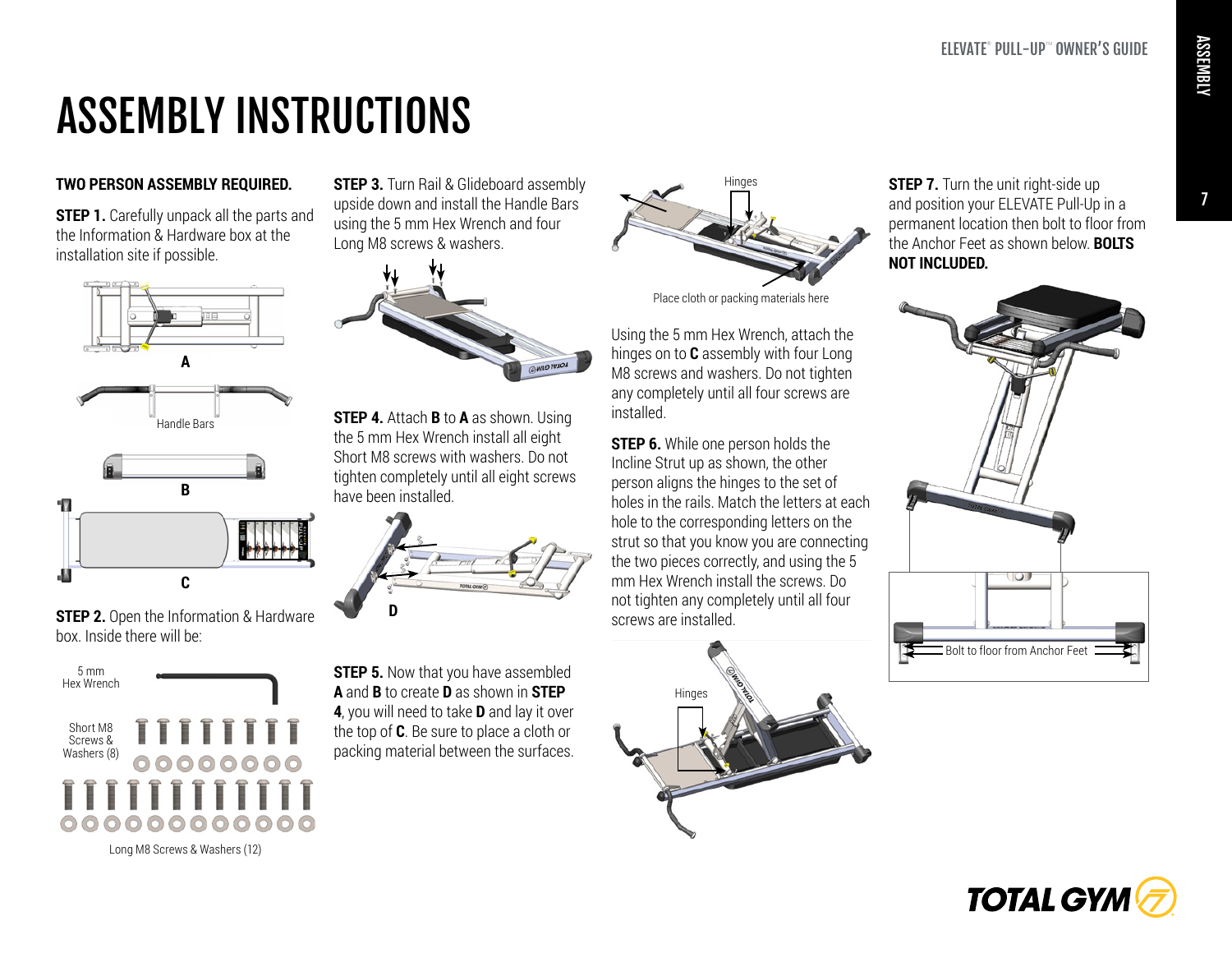# ASSEMBLY INSTRUCTIONS

**TWO PERSON ASSEMBLY REQUIRED.**

**STEP 1.** Carefully unpack all the parts and the Information & Hardware box at the installation site if possible.

A

Handle Bars

B

C

**STEP 2.** Open the Information & Hardware box. Inside there will be:

5 mm Hex Wrench

Short M8 Screws & Washers (8)

Long M8 Screws & Washers (12)

**STEP 3.** Turn Rail & Glideboard assembly upside down and install the Handle Bars using the 5 mm Hex Wrench and four Long M8 screws & washers.

**STEP 4.** Attach **B** to **A** as shown. Using the 5 mm Hex Wrench install all eight Short M8 screws with washers. Do not tighten completely until all eight screws have been installed.

D

**STEP 5.** Now that you have assembled **A** and **B** to create **D** as shown in **STEP 4**, you will need to take **D** and lay it over the top of **C**. Be sure to place a cloth or packing material between the surfaces.

Hinges

Place cloth or packing materials here

Using the 5 mm Hex Wrench, attach the hinges on to **C** assembly with four Long M8 screws and washers. Do not tighten any completely until all four screws are installed.

**STEP 6.** While one person holds the Incline Strut up as shown, the other person aligns the hinges to the set of holes in the rails. Match the letters at each hole to the corresponding letters on the strut so that you know you are connecting the two pieces correctly, and using the 5 mm Hex Wrench install the screws. Do not tighten any completely until all four screws are installed.

Hinges

**STEP 7.** Turn the unit right-side up and position your ELEVATE Pull-Up in a permanent location then bolt to floor from the Anchor Feet as shown below. **BOLTS NOT INCLUDED.**

Bolt to floor from Anchor Feet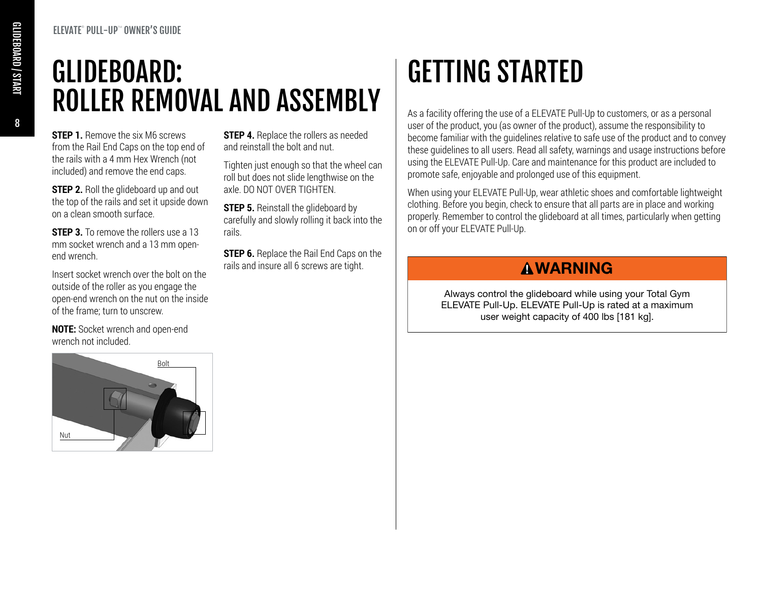# GLIDEBOARD: ROLLER REMOVAL AND ASSEMBLY

**STEP 1.** Remove the six M6 screws from the Rail End Caps on the top end of the rails with a 4 mm Hex Wrench (not included) and remove the end caps.

**STEP 2.** Roll the glideboard up and out the top of the rails and set it upside down on a clean smooth surface.

**STEP 3.** To remove the rollers use a 13 mm socket wrench and a 13 mm open-end wrench.

Insert socket wrench over the bolt on the outside of the roller as you engage the open-end wrench on the nut on the inside of the frame; turn to unscrew.

**NOTE:** Socket wrench and open-end wrench not included.

Bolt

Nut

**STEP 4.** Replace the rollers as needed and reinstall the bolt and nut.

Tighten just enough so that the wheel can roll but does not slide lengthwise on the axle. DO NOT OVER TIGHTEN.

**STEP 5.** Reinstall the glideboard by carefully and slowly rolling it back into the rails.

**STEP 6.** Replace the Rail End Caps on the rails and insure all 6 screws are tight.

# GETTING STARTED

As a facility offering the use of a ELEVATE Pull-Up to customers, or as a personal user of the product, you (as owner of the product), assume the responsibility to become familiar with the guidelines relative to safe use of the product and to convey these guidelines to all users. Read all safety, warnings and usage instructions before using the ELEVATE Pull-Up. Care and maintenance for this product are included to promote safe, enjoyable and prolonged use of this equipment.

When using your ELEVATE Pull-Up, wear athletic shoes and comfortable lightweight clothing. Before you begin, check to ensure that all parts are in place and working properly. Remember to control the glideboard at all times, particularly when getting on or off your ELEVATE Pull-Up.

**⚠WARNING**

Always control the glideboard while using your Total Gym ELEVATE Pull-Up. ELEVATE Pull-Up is rated at a maximum user weight capacity of 400 lbs [181 kg].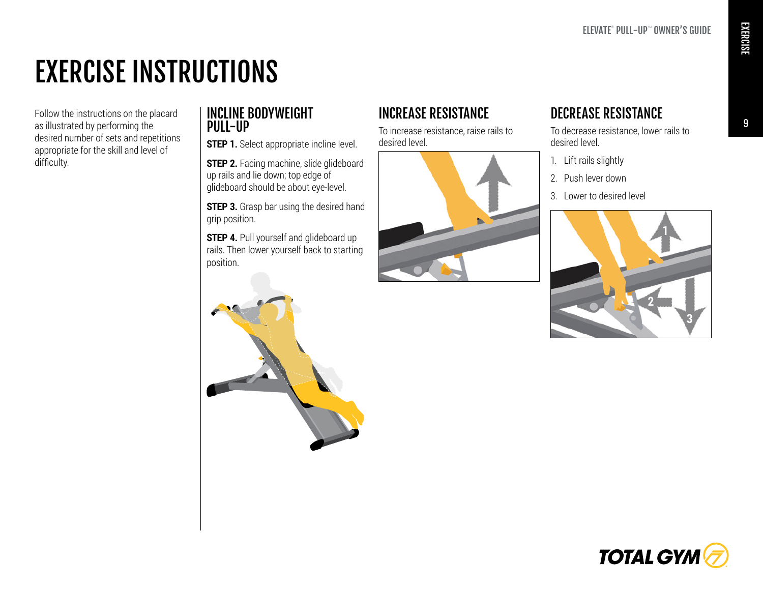# EXERCISE INSTRUCTIONS

Follow the instructions on the placard as illustrated by performing the desired number of sets and repetitions appropriate for the skill and level of difficulty.

## INCLINE BODYWEIGHT PULL-UP

**STEP 1.** Select appropriate incline level.

**STEP 2.** Facing machine, slide glideboard up rails and lie down; top edge of glideboard should be about eye-level.

**STEP 3.** Grasp bar using the desired hand grip position.

**STEP 4.** Pull yourself and glideboard up rails. Then lower yourself back to starting position.

## INCREASE RESISTANCE

To increase resistance, raise rails to desired level.

## DECREASE RESISTANCE

To decrease resistance, lower rails to desired level.

1. Lift rails slightly
2. Push lever down
3. Lower to desired level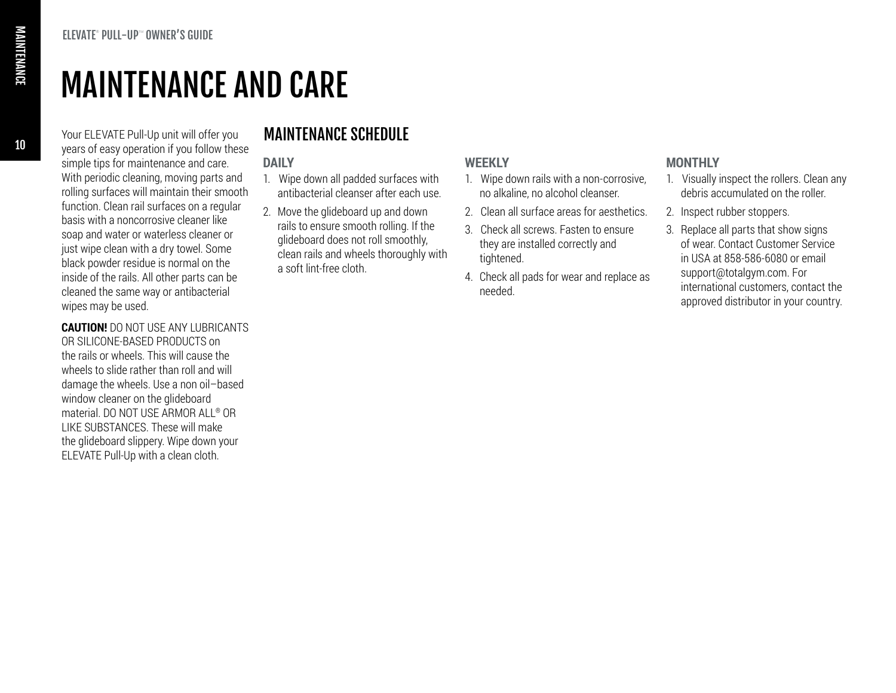# MAINTENANCE AND CARE

Your ELEVATE Pull-Up unit will offer you years of easy operation if you follow these simple tips for maintenance and care. With periodic cleaning, moving parts and rolling surfaces will maintain their smooth function. Clean rail surfaces on a regular basis with a noncorrosive cleaner like soap and water or waterless cleaner or just wipe clean with a dry towel. Some black powder residue is normal on the inside of the rails. All other parts can be cleaned the same way or antibacterial wipes may be used.

**CAUTION!** DO NOT USE ANY LUBRICANTS OR SILICONE-BASED PRODUCTS on the rails or wheels. This will cause the wheels to slide rather than roll and will damage the wheels. Use a non oil–based window cleaner on the glideboard material. DO NOT USE ARMOR ALL® OR LIKE SUBSTANCES. These will make the glideboard slippery. Wipe down your ELEVATE Pull-Up with a clean cloth.

## MAINTENANCE SCHEDULE

### DAILY

1. Wipe down all padded surfaces with antibacterial cleanser after each use.
2. Move the glideboard up and down rails to ensure smooth rolling. If the glideboard does not roll smoothly, clean rails and wheels thoroughly with a soft lint-free cloth.

### WEEKLY

1. Wipe down rails with a non-corrosive, no alkaline, no alcohol cleanser.
2. Clean all surface areas for aesthetics.
3. Check all screws. Fasten to ensure they are installed correctly and tightened.
4. Check all pads for wear and replace as needed.

### MONTHLY

1. Visually inspect the rollers. Clean any debris accumulated on the roller.
2. Inspect rubber stoppers.
3. Replace all parts that show signs of wear. Contact Customer Service in USA at 858-586-6080 or email support@totalgym.com. For international customers, contact the approved distributor in your country.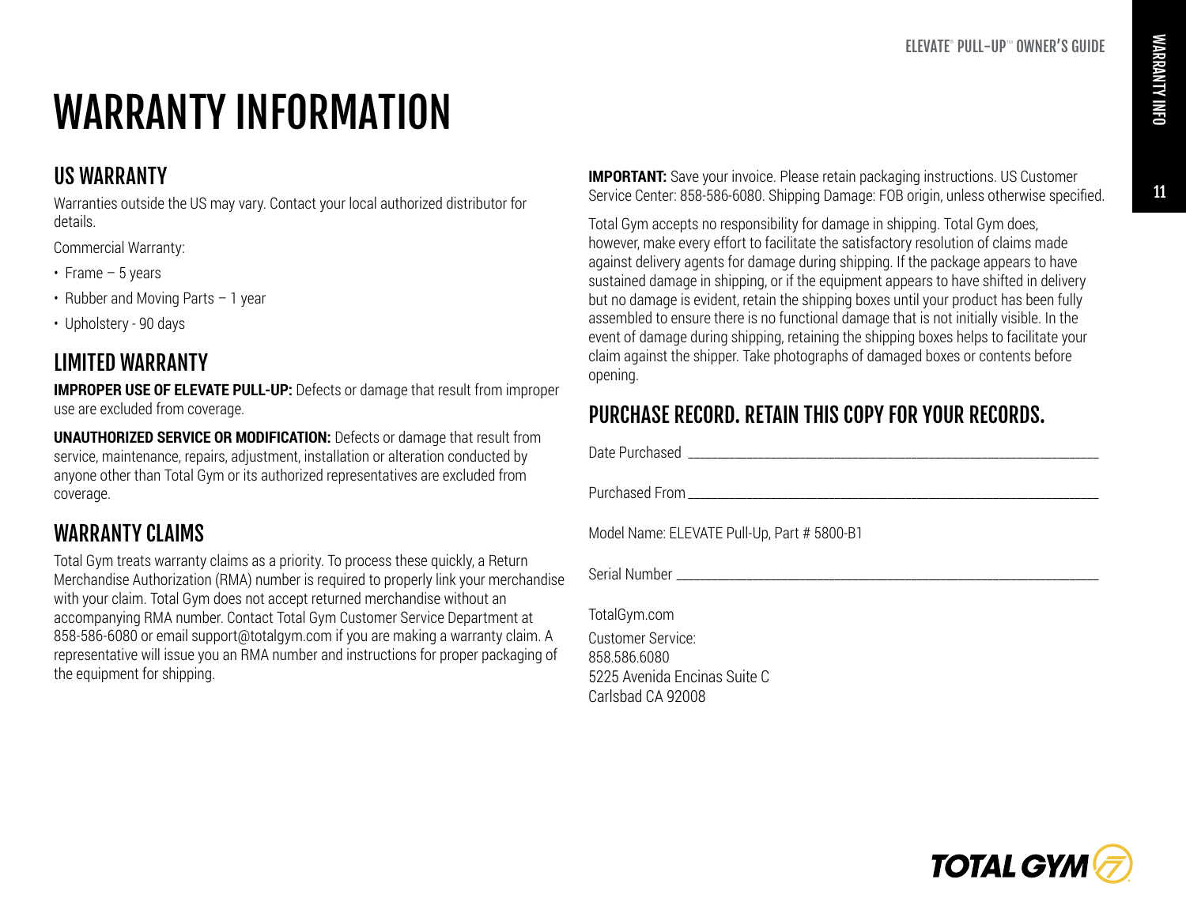# WARRANTY INFORMATION

## US WARRANTY

Warranties outside the US may vary. Contact your local authorized distributor for details.

Commercial Warranty:

- Frame – 5 years
- Rubber and Moving Parts – 1 year
- Upholstery - 90 days

## LIMITED WARRANTY

**IMPROPER USE OF ELEVATE PULL-UP:** Defects or damage that result from improper use are excluded from coverage.

**UNAUTHORIZED SERVICE OR MODIFICATION:** Defects or damage that result from service, maintenance, repairs, adjustment, installation or alteration conducted by anyone other than Total Gym or its authorized representatives are excluded from coverage.

## WARRANTY CLAIMS

Total Gym treats warranty claims as a priority. To process these quickly, a Return Merchandise Authorization (RMA) number is required to properly link your merchandise with your claim. Total Gym does not accept returned merchandise without an accompanying RMA number. Contact Total Gym Customer Service Department at 858-586-6080 or email support@totalgym.com if you are making a warranty claim. A representative will issue you an RMA number and instructions for proper packaging of the equipment for shipping.

**IMPORTANT:** Save your invoice. Please retain packaging instructions. US Customer Service Center: 858-586-6080. Shipping Damage: FOB origin, unless otherwise specified.

Total Gym accepts no responsibility for damage in shipping. Total Gym does, however, make every effort to facilitate the satisfactory resolution of claims made against delivery agents for damage during shipping. If the package appears to have sustained damage in shipping, or if the equipment appears to have shifted in delivery but no damage is evident, retain the shipping boxes until your product has been fully assembled to ensure there is no functional damage that is not initially visible. In the event of damage during shipping, retaining the shipping boxes helps to facilitate your claim against the shipper. Take photographs of damaged boxes or contents before opening.

## PURCHASE RECORD. RETAIN THIS COPY FOR YOUR RECORDS.

Date Purchased ____________________________________________

Purchased From ____________________________________________

Model Name: ELEVATE Pull-Up, Part # 5800-B1

Serial Number ____________________________________________

TotalGym.com

Customer Service:
858.586.6080
5225 Avenida Encinas Suite C
Carlsbad CA 92008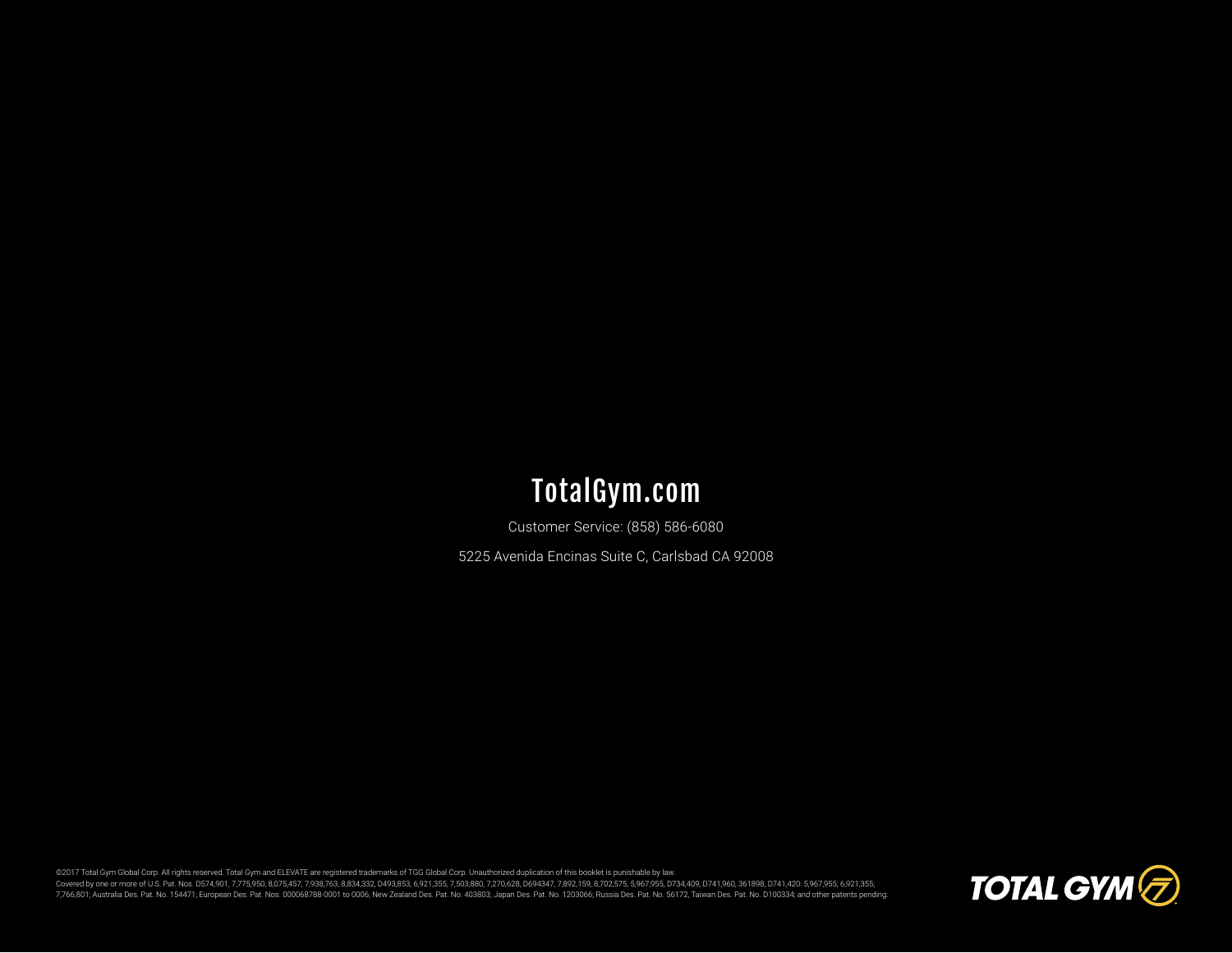# TotalGym.com

Customer Service: (858) 586-6080

5225 Avenida Encinas Suite C, Carlsbad CA 92008

©2017 Total Gym Global Corp. All rights reserved. Total Gym and ELEVATE are registered trademarks of TGG Global Corp. Unauthorized duplication of this booklet is punishable by law.
Covered by one or more of U.S. Pat. Nos. D574,901, 7,775,950, 8,075,457, 7,938,763, 8,834,332, D493,853, 6,921,355, 7,503,880, 7,270,628, D694347, 7,892,159, 8,702,575, 5,967,955, D734,409, D741,960, 361898, D741,420: 5,967,955; 6,921,355; 7,766,801; Australia Des. Pat. No. 154471; European Des. Pat. Nos. 000068788-0001 to 0006; New Zealand Des. Pat. No. 403803; Japan Des. Pat. No. 1203066; Russia Des. Pat. No. 56172, Taiwan Des. Pat. No. D100334; and other patents pending.

TOTAL GYM